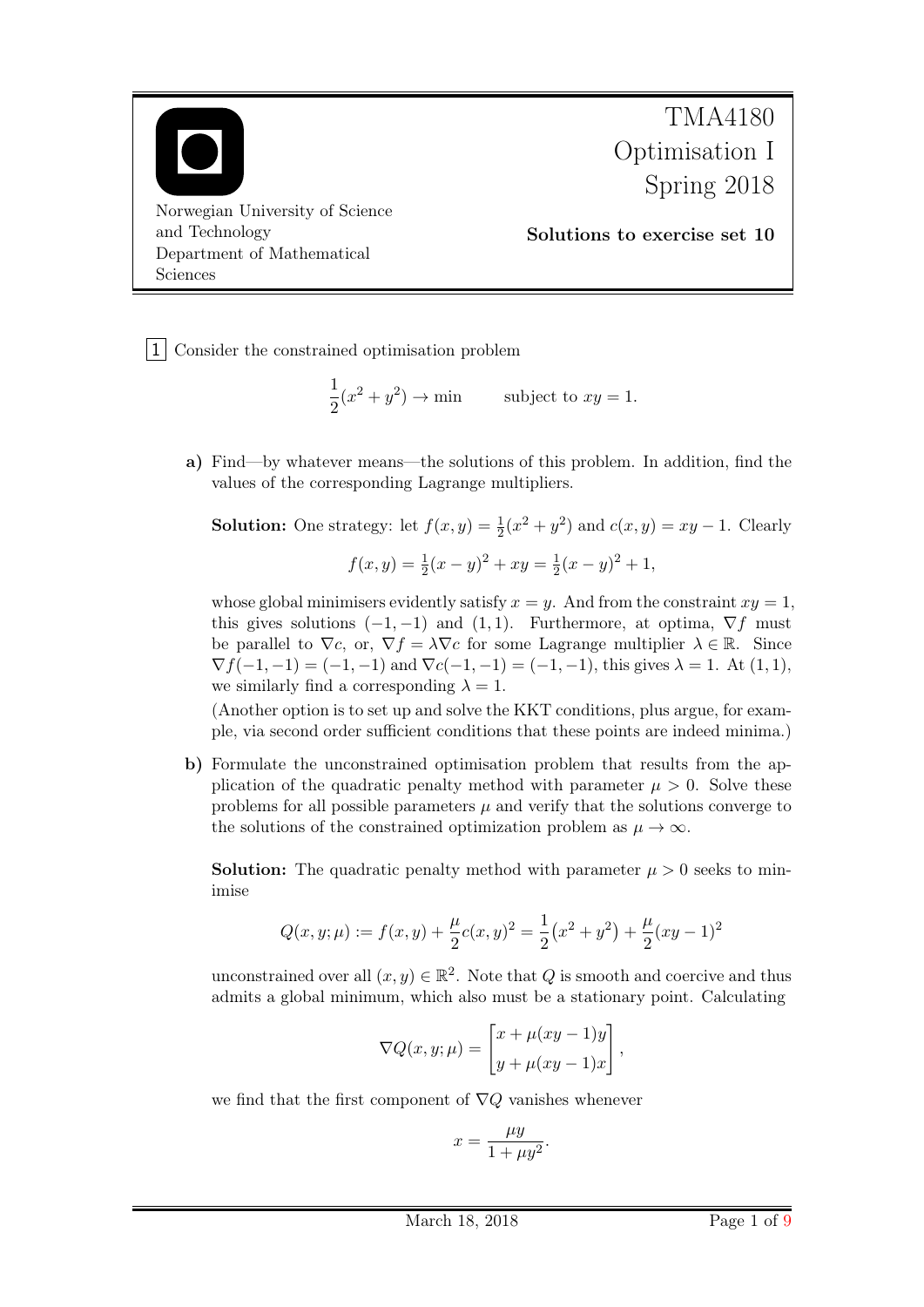TMA4180
Optimisation I
Spring 2018

Norwegian University of Science and Technology
Department of Mathematical Sciences

**Solutions to exercise set 10**

**1** Consider the constrained optimisation problem

$$\frac{1}{2}(x^2 + y^2) \to \min \qquad \text{subject to } xy = 1.$$

**a)** Find—by whatever means—the solutions of this problem. In addition, find the values of the corresponding Lagrange multipliers.

**Solution:** One strategy: let $f(x, y) = \frac{1}{2}(x^2 + y^2)$ and $c(x, y) = xy - 1$. Clearly

$$f(x, y) = \tfrac{1}{2}(x - y)^2 + xy = \tfrac{1}{2}(x - y)^2 + 1,$$

whose global minimisers evidently satisfy $x = y$. And from the constraint $xy = 1$, this gives solutions $(-1, -1)$ and $(1, 1)$. Furthermore, at optima, $\nabla f$ must be parallel to $\nabla c$, or, $\nabla f = \lambda \nabla c$ for some Lagrange multiplier $\lambda \in \mathbb{R}$. Since $\nabla f(-1, -1) = (-1, -1)$ and $\nabla c(-1, -1) = (-1, -1)$, this gives $\lambda = 1$. At $(1, 1)$, we similarly find a corresponding $\lambda = 1$.

(Another option is to set up and solve the KKT conditions, plus argue, for example, via second order sufficient conditions that these points are indeed minima.)

**b)** Formulate the unconstrained optimisation problem that results from the application of the quadratic penalty method with parameter $\mu > 0$. Solve these problems for all possible parameters $\mu$ and verify that the solutions converge to the solutions of the constrained optimization problem as $\mu \to \infty$.

**Solution:** The quadratic penalty method with parameter $\mu > 0$ seeks to minimise

$$Q(x, y; \mu) := f(x, y) + \frac{\mu}{2} c(x, y)^2 = \frac{1}{2}\big(x^2 + y^2\big) + \frac{\mu}{2}(xy - 1)^2$$

unconstrained over all $(x, y) \in \mathbb{R}^2$. Note that $Q$ is smooth and coercive and thus admits a global minimum, which also must be a stationary point. Calculating

$$\nabla Q(x, y; \mu) = \begin{bmatrix} x + \mu(xy - 1)y \\ y + \mu(xy - 1)x \end{bmatrix},$$

we find that the first component of $\nabla Q$ vanishes whenever

$$x = \frac{\mu y}{1 + \mu y^2}.$$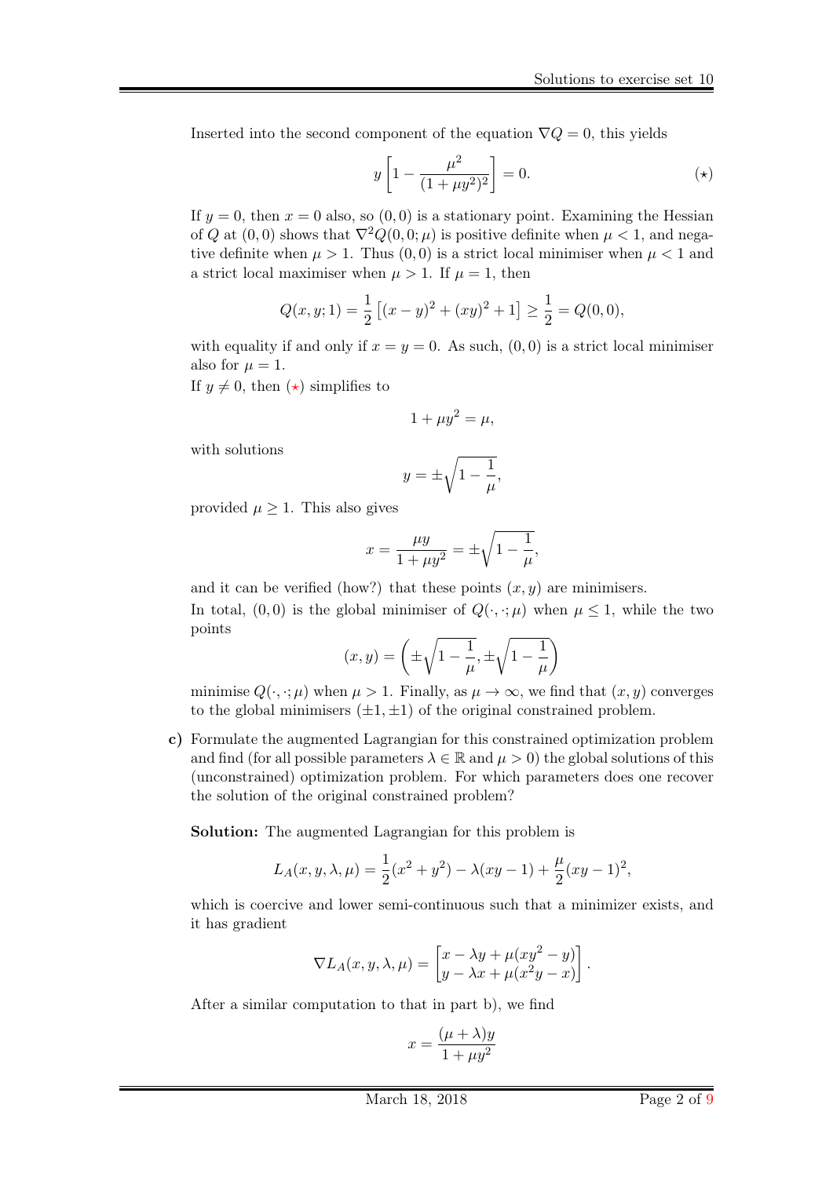Inserted into the second component of the equation $\nabla Q = 0$, this yields

$$y\left[1 - \frac{\mu^2}{(1+\mu y^2)^2}\right] = 0. \qquad (\star)$$

If $y = 0$, then $x = 0$ also, so $(0,0)$ is a stationary point. Examining the Hessian of $Q$ at $(0,0)$ shows that $\nabla^2 Q(0,0;\mu)$ is positive definite when $\mu < 1$, and negative definite when $\mu > 1$. Thus $(0,0)$ is a strict local minimiser when $\mu < 1$ and a strict local maximiser when $\mu > 1$. If $\mu = 1$, then

$$Q(x,y;1) = \frac{1}{2}\left[(x-y)^2 + (xy)^2 + 1\right] \geq \frac{1}{2} = Q(0,0),$$

with equality if and only if $x = y = 0$. As such, $(0,0)$ is a strict local minimiser also for $\mu = 1$.

If $y \neq 0$, then $(\star)$ simplifies to

$$1 + \mu y^2 = \mu,$$

with solutions

$$y = \pm\sqrt{1 - \frac{1}{\mu}},$$

provided $\mu \geq 1$. This also gives

$$x = \frac{\mu y}{1+\mu y^2} = \pm\sqrt{1 - \frac{1}{\mu}},$$

and it can be verified (how?) that these points $(x,y)$ are minimisers.

In total, $(0,0)$ is the global minimiser of $Q(\cdot,\cdot;\mu)$ when $\mu \leq 1$, while the two points

$$(x,y) = \left(\pm\sqrt{1-\frac{1}{\mu}}, \pm\sqrt{1-\frac{1}{\mu}}\right)$$

minimise $Q(\cdot,\cdot;\mu)$ when $\mu > 1$. Finally, as $\mu \to \infty$, we find that $(x,y)$ converges to the global minimisers $(\pm 1, \pm 1)$ of the original constrained problem.

**c)** Formulate the augmented Lagrangian for this constrained optimization problem and find (for all possible parameters $\lambda \in \mathbb{R}$ and $\mu > 0$) the global solutions of this (unconstrained) optimization problem. For which parameters does one recover the solution of the original constrained problem?

**Solution:** The augmented Lagrangian for this problem is

$$L_A(x,y,\lambda,\mu) = \frac{1}{2}(x^2+y^2) - \lambda(xy-1) + \frac{\mu}{2}(xy-1)^2,$$

which is coercive and lower semi-continuous such that a minimizer exists, and it has gradient

$$\nabla L_A(x,y,\lambda,\mu) = \begin{bmatrix} x - \lambda y + \mu(xy^2 - y) \\ y - \lambda x + \mu(x^2 y - x) \end{bmatrix}.$$

After a similar computation to that in part b), we find

$$x = \frac{(\mu+\lambda)y}{1+\mu y^2}$$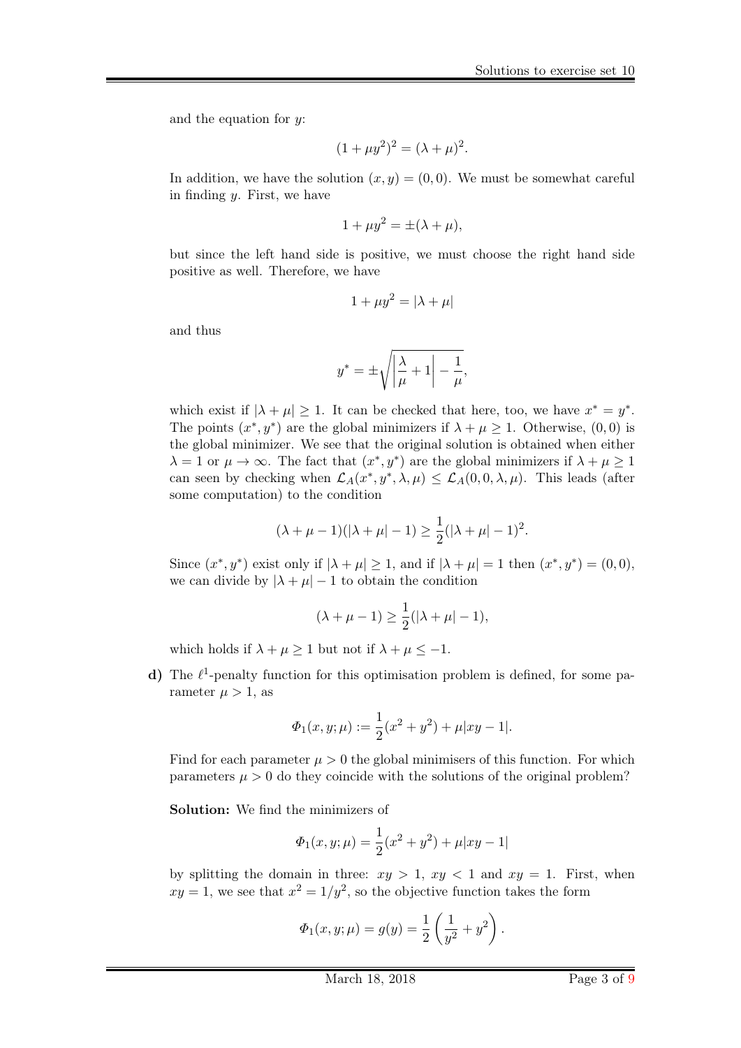and the equation for $y$:

$$(1 + \mu y^2)^2 = (\lambda + \mu)^2.$$

In addition, we have the solution $(x, y) = (0, 0)$. We must be somewhat careful in finding $y$. First, we have

$$1 + \mu y^2 = \pm(\lambda + \mu),$$

but since the left hand side is positive, we must choose the right hand side positive as well. Therefore, we have

$$1 + \mu y^2 = |\lambda + \mu|$$

and thus

$$y^* = \pm\sqrt{\left|\frac{\lambda}{\mu} + 1\right| - \frac{1}{\mu}},$$

which exist if $|\lambda + \mu| \geq 1$. It can be checked that here, too, we have $x^* = y^*$. The points $(x^*, y^*)$ are the global minimizers if $\lambda + \mu \geq 1$. Otherwise, $(0, 0)$ is the global minimizer. We see that the original solution is obtained when either $\lambda = 1$ or $\mu \to \infty$. The fact that $(x^*, y^*)$ are the global minimizers if $\lambda + \mu \geq 1$ can seen by checking when $\mathcal{L}_A(x^*, y^*, \lambda, \mu) \leq \mathcal{L}_A(0, 0, \lambda, \mu)$. This leads (after some computation) to the condition

$$(\lambda + \mu - 1)(|\lambda + \mu| - 1) \geq \frac{1}{2}(|\lambda + \mu| - 1)^2.$$

Since $(x^*, y^*)$ exist only if $|\lambda + \mu| \geq 1$, and if $|\lambda + \mu| = 1$ then $(x^*, y^*) = (0, 0)$, we can divide by $|\lambda + \mu| - 1$ to obtain the condition

$$(\lambda + \mu - 1) \geq \frac{1}{2}(|\lambda + \mu| - 1),$$

which holds if $\lambda + \mu \geq 1$ but not if $\lambda + \mu \leq -1$.

**d)** The $\ell^1$-penalty function for this optimisation problem is defined, for some parameter $\mu > 1$, as

$$\Phi_1(x, y; \mu) := \frac{1}{2}(x^2 + y^2) + \mu|xy - 1|.$$

Find for each parameter $\mu > 0$ the global minimisers of this function. For which parameters $\mu > 0$ do they coincide with the solutions of the original problem?

**Solution:** We find the minimizers of

$$\Phi_1(x, y; \mu) = \frac{1}{2}(x^2 + y^2) + \mu|xy - 1|$$

by splitting the domain in three: $xy > 1$, $xy < 1$ and $xy = 1$. First, when $xy = 1$, we see that $x^2 = 1/y^2$, so the objective function takes the form

$$\Phi_1(x, y; \mu) = g(y) = \frac{1}{2}\left(\frac{1}{y^2} + y^2\right).$$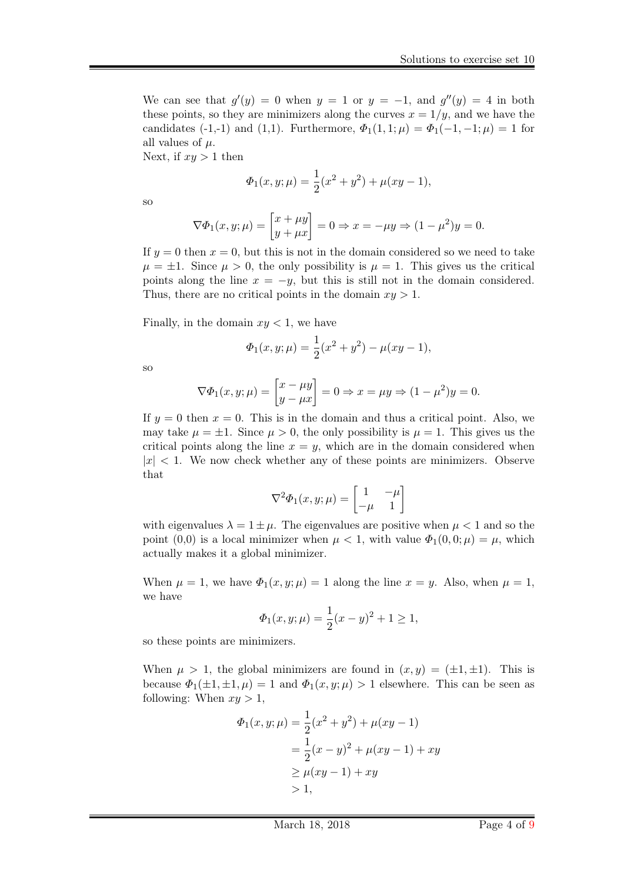We can see that $g'(y) = 0$ when $y = 1$ or $y = -1$, and $g''(y) = 4$ in both these points, so they are minimizers along the curves $x = 1/y$, and we have the candidates (-1,-1) and (1,1). Furthermore, $\Phi_1(1, 1; \mu) = \Phi_1(-1, -1; \mu) = 1$ for all values of $\mu$.
Next, if $xy > 1$ then

$$\Phi_1(x, y; \mu) = \frac{1}{2}(x^2 + y^2) + \mu(xy - 1),$$

so

$$\nabla \Phi_1(x, y; \mu) = \begin{bmatrix} x + \mu y \\ y + \mu x \end{bmatrix} = 0 \Rightarrow x = -\mu y \Rightarrow (1 - \mu^2)y = 0.$$

If $y = 0$ then $x = 0$, but this is not in the domain considered so we need to take $\mu = \pm 1$. Since $\mu > 0$, the only possibility is $\mu = 1$. This gives us the critical points along the line $x = -y$, but this is still not in the domain considered. Thus, there are no critical points in the domain $xy > 1$.

Finally, in the domain $xy < 1$, we have

$$\Phi_1(x, y; \mu) = \frac{1}{2}(x^2 + y^2) - \mu(xy - 1),$$

so

$$\nabla \Phi_1(x, y; \mu) = \begin{bmatrix} x - \mu y \\ y - \mu x \end{bmatrix} = 0 \Rightarrow x = \mu y \Rightarrow (1 - \mu^2)y = 0.$$

If $y = 0$ then $x = 0$. This is in the domain and thus a critical point. Also, we may take $\mu = \pm 1$. Since $\mu > 0$, the only possibility is $\mu = 1$. This gives us the critical points along the line $x = y$, which are in the domain considered when $|x| < 1$. We now check whether any of these points are minimizers. Observe that

$$\nabla^2 \Phi_1(x, y; \mu) = \begin{bmatrix} 1 & -\mu \\ -\mu & 1 \end{bmatrix}$$

with eigenvalues $\lambda = 1 \pm \mu$. The eigenvalues are positive when $\mu < 1$ and so the point (0,0) is a local minimizer when $\mu < 1$, with value $\Phi_1(0, 0; \mu) = \mu$, which actually makes it a global minimizer.

When $\mu = 1$, we have $\Phi_1(x, y; \mu) = 1$ along the line $x = y$. Also, when $\mu = 1$, we have

$$\Phi_1(x, y; \mu) = \frac{1}{2}(x - y)^2 + 1 \geq 1,$$

so these points are minimizers.

When $\mu > 1$, the global minimizers are found in $(x, y) = (\pm 1, \pm 1)$. This is because $\Phi_1(\pm 1, \pm 1, \mu) = 1$ and $\Phi_1(x, y; \mu) > 1$ elsewhere. This can be seen as following: When $xy > 1$,

$$\begin{aligned}
\Phi_1(x, y; \mu) &= \frac{1}{2}(x^2 + y^2) + \mu(xy - 1) \\
&= \frac{1}{2}(x - y)^2 + \mu(xy - 1) + xy \\
&\geq \mu(xy - 1) + xy \\
&> 1,
\end{aligned}$$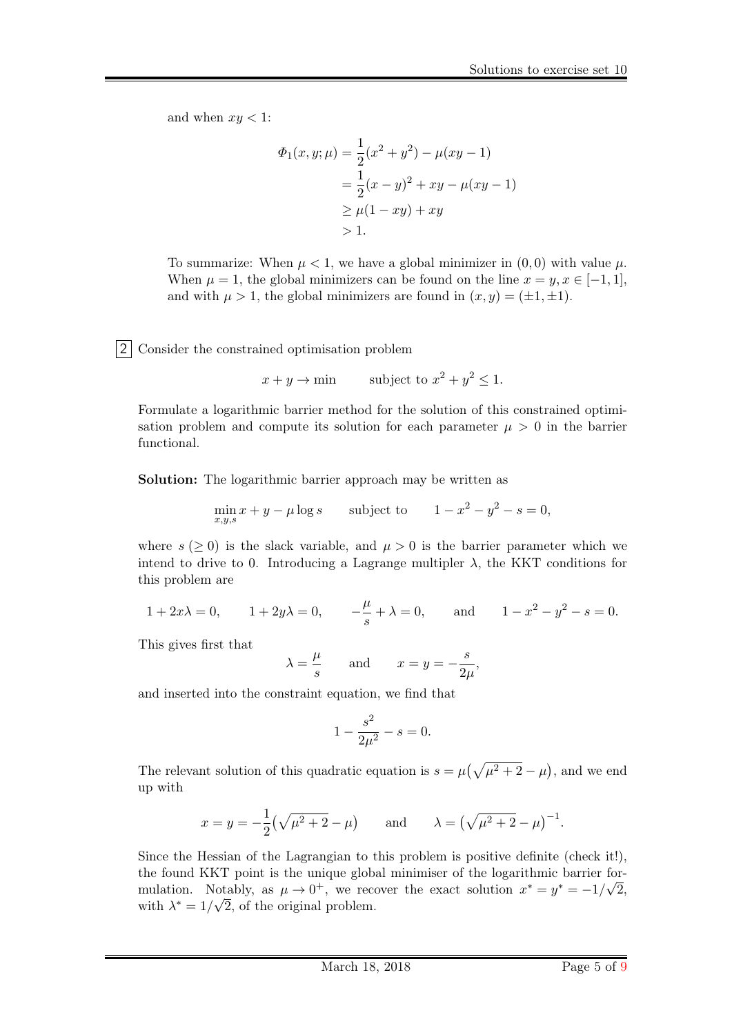and when $xy < 1$:

$$
\begin{aligned}
\Phi_1(x, y; \mu) &= \frac{1}{2}(x^2 + y^2) - \mu(xy - 1) \\
&= \frac{1}{2}(x - y)^2 + xy - \mu(xy - 1) \\
&\geq \mu(1 - xy) + xy \\
&> 1.
\end{aligned}
$$

To summarize: When $\mu < 1$, we have a global minimizer in $(0, 0)$ with value $\mu$. When $\mu = 1$, the global minimizers can be found on the line $x = y, x \in [-1, 1]$, and with $\mu > 1$, the global minimizers are found in $(x, y) = (\pm 1, \pm 1)$.

**2** Consider the constrained optimisation problem

$$
x + y \to \min \qquad \text{subject to } x^2 + y^2 \leq 1.
$$

Formulate a logarithmic barrier method for the solution of this constrained optimisation problem and compute its solution for each parameter $\mu > 0$ in the barrier functional.

**Solution:** The logarithmic barrier approach may be written as

$$
\min_{x,y,s} x + y - \mu \log s \qquad \text{subject to} \qquad 1 - x^2 - y^2 - s = 0,
$$

where $s$ $(\geq 0)$ is the slack variable, and $\mu > 0$ is the barrier parameter which we intend to drive to 0. Introducing a Lagrange multipler $\lambda$, the KKT conditions for this problem are

$$
1 + 2x\lambda = 0, \qquad 1 + 2y\lambda = 0, \qquad -\frac{\mu}{s} + \lambda = 0, \qquad \text{and} \qquad 1 - x^2 - y^2 - s = 0.
$$

This gives first that

$$
\lambda = \frac{\mu}{s} \qquad \text{and} \qquad x = y = -\frac{s}{2\mu},
$$

and inserted into the constraint equation, we find that

$$
1 - \frac{s^2}{2\mu^2} - s = 0.
$$

The relevant solution of this quadratic equation is $s = \mu\big(\sqrt{\mu^2 + 2} - \mu\big)$, and we end up with

$$
x = y = -\frac{1}{2}\big(\sqrt{\mu^2 + 2} - \mu\big) \qquad \text{and} \qquad \lambda = \big(\sqrt{\mu^2 + 2} - \mu\big)^{-1}.
$$

Since the Hessian of the Lagrangian to this problem is positive definite (check it!), the found KKT point is the unique global minimiser of the logarithmic barrier formulation. Notably, as $\mu \to 0^+$, we recover the exact solution $x^* = y^* = -1/\sqrt{2}$, with $\lambda^* = 1/\sqrt{2}$, of the original problem.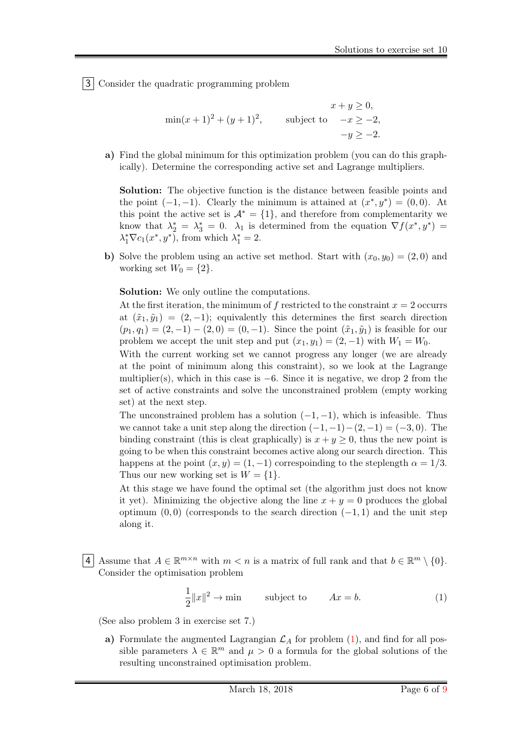3 Consider the quadratic programming problem

$$\min (x+1)^2 + (y+1)^2, \qquad \text{subject to} \quad \begin{aligned} x + y &\ge 0, \\ -x &\ge -2, \\ -y &\ge -2. \end{aligned}$$

**a)** Find the global minimum for this optimization problem (you can do this graphically). Determine the corresponding active set and Lagrange multipliers.

**Solution:** The objective function is the distance between feasible points and the point $(-1,-1)$. Clearly the minimum is attained at $(x^*, y^*) = (0,0)$. At this point the active set is $\mathcal{A}^* = \{1\}$, and therefore from complementarity we know that $\lambda_2^* = \lambda_3^* = 0$. $\lambda_1$ is determined from the equation $\nabla f(x^*, y^*) = \lambda_1^* \nabla c_1(x^*, y^*)$, from which $\lambda_1^* = 2$.

**b)** Solve the problem using an active set method. Start with $(x_0, y_0) = (2, 0)$ and working set $W_0 = \{2\}$.

**Solution:** We only outline the computations.

At the first iteration, the minimum of $f$ restricted to the constraint $x = 2$ occurrs at $(\tilde{x}_1, \tilde{y}_1) = (2, -1)$; equivalently this determines the first search direction $(p_1, q_1) = (2, -1) - (2, 0) = (0, -1)$. Since the point $(\tilde{x}_1, \tilde{y}_1)$ is feasible for our problem we accept the unit step and put $(x_1, y_1) = (2, -1)$ with $W_1 = W_0$.

With the current working set we cannot progress any longer (we are already at the point of minimum along this constraint), so we look at the Lagrange multiplier(s), which in this case is $-6$. Since it is negative, we drop 2 from the set of active constraints and solve the unconstrained problem (empty working set) at the next step.

The unconstrained problem has a solution $(-1, -1)$, which is infeasible. Thus we cannot take a unit step along the direction $(-1,-1)-(2,-1) = (-3, 0)$. The binding constraint (this is cleat graphically) is $x + y \ge 0$, thus the new point is going to be when this constraint becomes active along our search direction. This happens at the point $(x, y) = (1, -1)$ correspoinding to the steplength $\alpha = 1/3$. Thus our new working set is $W = \{1\}$.

At this stage we have found the optimal set (the algorithm just does not know it yet). Minimizing the objective along the line $x + y = 0$ produces the global optimum $(0, 0)$ (corresponds to the search direction $(-1, 1)$ and the unit step along it.

4 Assume that $A \in \mathbb{R}^{m \times n}$ with $m < n$ is a matrix of full rank and that $b \in \mathbb{R}^m \setminus \{0\}$. Consider the optimisation problem

$$\frac{1}{2}\|x\|^2 \to \min \qquad \text{subject to} \qquad Ax = b. \tag{1}$$

(See also problem 3 in exercise set 7.)

**a)** Formulate the augmented Lagrangian $\mathcal{L}_A$ for problem (1), and find for all possible parameters $\lambda \in \mathbb{R}^m$ and $\mu > 0$ a formula for the global solutions of the resulting unconstrained optimisation problem.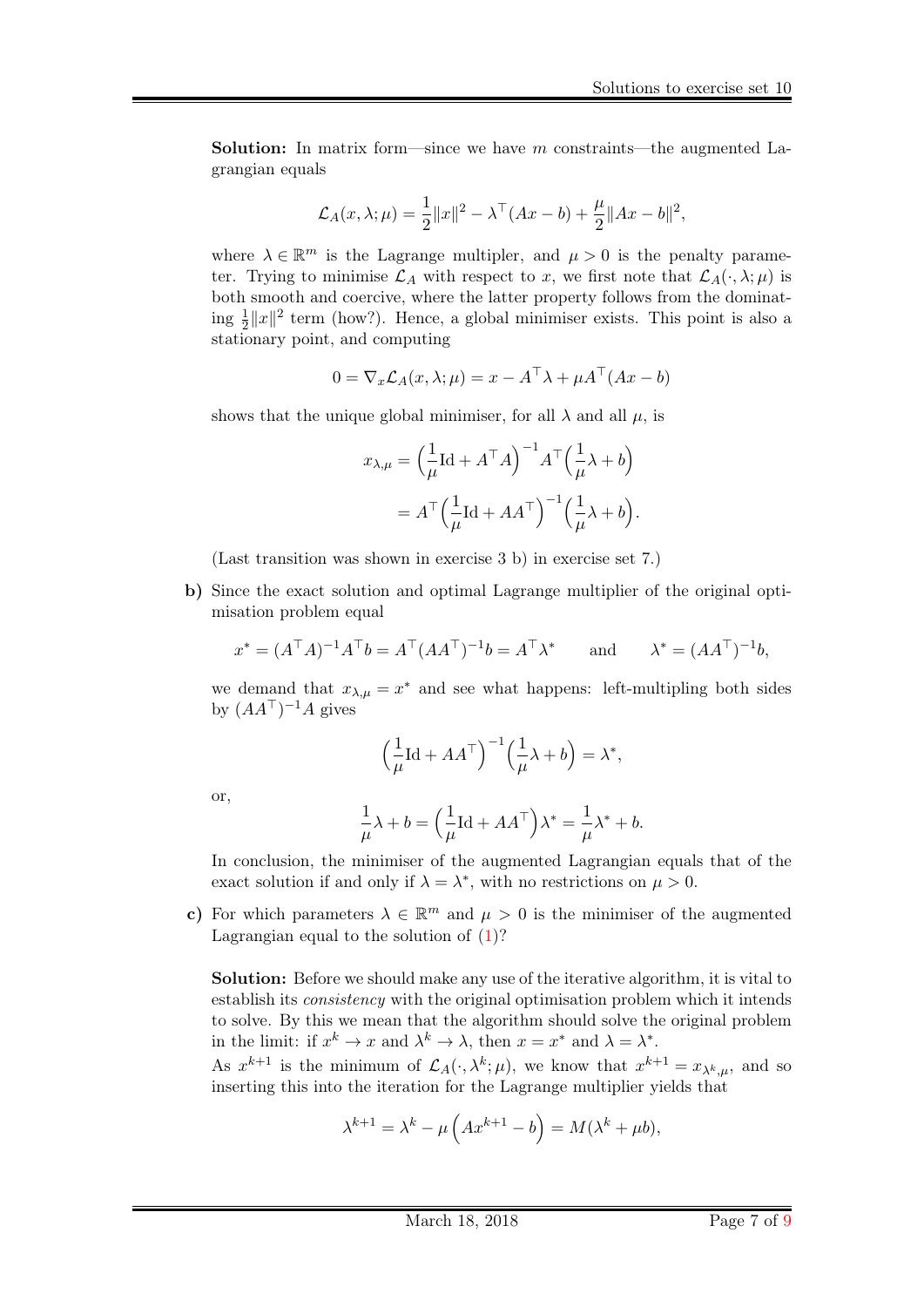**Solution:** In matrix form—since we have $m$ constraints—the augmented Lagrangian equals

$$\mathcal{L}_A(x, \lambda; \mu) = \frac{1}{2}\|x\|^2 - \lambda^\top (Ax - b) + \frac{\mu}{2}\|Ax - b\|^2,$$

where $\lambda \in \mathbb{R}^m$ is the Lagrange multipler, and $\mu > 0$ is the penalty parameter. Trying to minimise $\mathcal{L}_A$ with respect to $x$, we first note that $\mathcal{L}_A(\cdot, \lambda; \mu)$ is both smooth and coercive, where the latter property follows from the dominating $\frac{1}{2}\|x\|^2$ term (how?). Hence, a global minimiser exists. This point is also a stationary point, and computing

$$0 = \nabla_x \mathcal{L}_A(x, \lambda; \mu) = x - A^\top \lambda + \mu A^\top (Ax - b)$$

shows that the unique global minimiser, for all $\lambda$ and all $\mu$, is

$$\begin{aligned} x_{\lambda,\mu} &= \Big(\frac{1}{\mu}\mathrm{Id} + A^\top A\Big)^{-1} A^\top \Big(\frac{1}{\mu}\lambda + b\Big) \\ &= A^\top \Big(\frac{1}{\mu}\mathrm{Id} + AA^\top\Big)^{-1} \Big(\frac{1}{\mu}\lambda + b\Big). \end{aligned}$$

(Last transition was shown in exercise 3 b) in exercise set 7.)

**b)** Since the exact solution and optimal Lagrange multiplier of the original optimisation problem equal

$$x^* = (A^\top A)^{-1} A^\top b = A^\top (AA^\top)^{-1} b = A^\top \lambda^* \qquad \text{and} \qquad \lambda^* = (AA^\top)^{-1} b,$$

we demand that $x_{\lambda,\mu} = x^*$ and see what happens: left-multipling both sides by $(AA^\top)^{-1}A$ gives

$$\Big(\frac{1}{\mu}\mathrm{Id} + AA^\top\Big)^{-1} \Big(\frac{1}{\mu}\lambda + b\Big) = \lambda^*,$$

or,

$$\frac{1}{\mu}\lambda + b = \Big(\frac{1}{\mu}\mathrm{Id} + AA^\top\Big)\lambda^* = \frac{1}{\mu}\lambda^* + b.$$

In conclusion, the minimiser of the augmented Lagrangian equals that of the exact solution if and only if $\lambda = \lambda^*$, with no restrictions on $\mu > 0$.

**c)** For which parameters $\lambda \in \mathbb{R}^m$ and $\mu > 0$ is the minimiser of the augmented Lagrangian equal to the solution of (1)?

**Solution:** Before we should make any use of the iterative algorithm, it is vital to establish its *consistency* with the original optimisation problem which it intends to solve. By this we mean that the algorithm should solve the original problem in the limit: if $x^k \to x$ and $\lambda^k \to \lambda$, then $x = x^*$ and $\lambda = \lambda^*$.

As $x^{k+1}$ is the minimum of $\mathcal{L}_A(\cdot, \lambda^k; \mu)$, we know that $x^{k+1} = x_{\lambda^k,\mu}$, and so inserting this into the iteration for the Lagrange multiplier yields that

$$\lambda^{k+1} = \lambda^k - \mu\left(Ax^{k+1} - b\right) = M(\lambda^k + \mu b),$$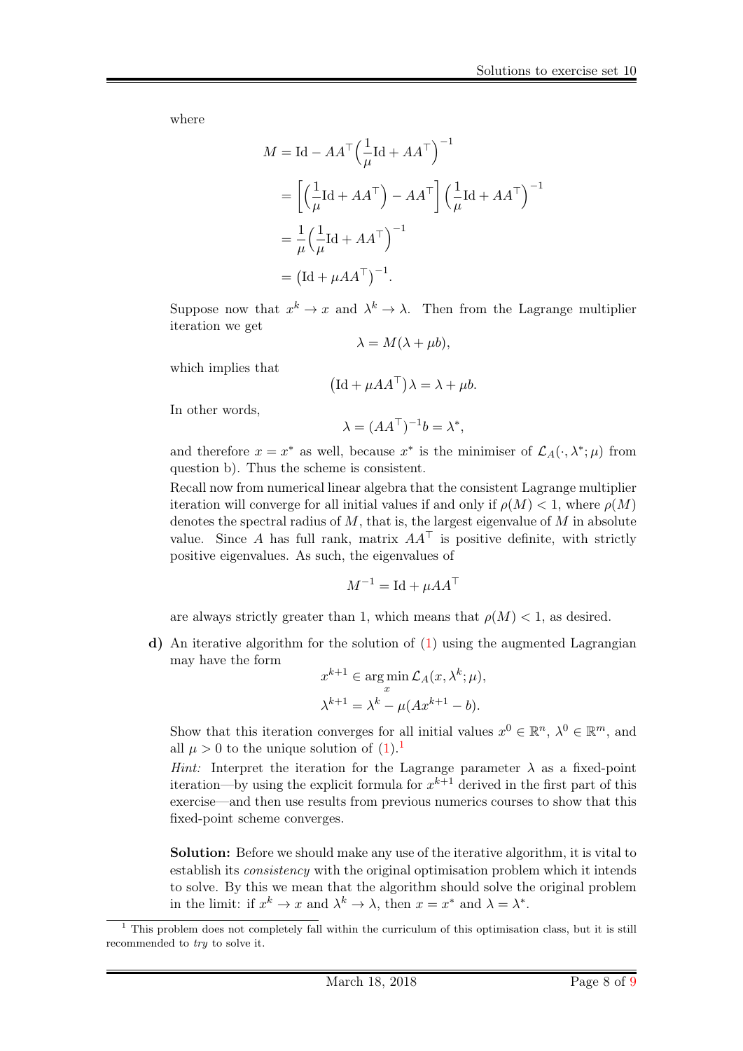where

$$
\begin{aligned}
M &= \mathrm{Id} - AA^\top \Big(\frac{1}{\mu}\mathrm{Id} + AA^\top\Big)^{-1} \\
&= \left[\Big(\frac{1}{\mu}\mathrm{Id} + AA^\top\Big) - AA^\top\right]\Big(\frac{1}{\mu}\mathrm{Id} + AA^\top\Big)^{-1} \\
&= \frac{1}{\mu}\Big(\frac{1}{\mu}\mathrm{Id} + AA^\top\Big)^{-1} \\
&= \big(\mathrm{Id} + \mu AA^\top\big)^{-1}.
\end{aligned}
$$

Suppose now that $x^k \to x$ and $\lambda^k \to \lambda$. Then from the Lagrange multiplier iteration we get

$$
\lambda = M(\lambda + \mu b),
$$

which implies that

$$
\big(\mathrm{Id} + \mu AA^\top\big)\lambda = \lambda + \mu b.
$$

In other words,

$$
\lambda = (AA^\top)^{-1} b = \lambda^*,
$$

and therefore $x = x^*$ as well, because $x^*$ is the minimiser of $\mathcal{L}_A(\cdot, \lambda^*; \mu)$ from question b). Thus the scheme is consistent.

Recall now from numerical linear algebra that the consistent Lagrange multiplier iteration will converge for all initial values if and only if $\rho(M) < 1$, where $\rho(M)$ denotes the spectral radius of $M$, that is, the largest eigenvalue of $M$ in absolute value. Since $A$ has full rank, matrix $AA^\top$ is positive definite, with strictly positive eigenvalues. As such, the eigenvalues of

$$
M^{-1} = \mathrm{Id} + \mu AA^\top
$$

are always strictly greater than 1, which means that $\rho(M) < 1$, as desired.

**d)** An iterative algorithm for the solution of (1) using the augmented Lagrangian may have the form

$$
\begin{aligned}
x^{k+1} &\in \arg\min_x \mathcal{L}_A(x, \lambda^k; \mu), \\
\lambda^{k+1} &= \lambda^k - \mu(Ax^{k+1} - b).
\end{aligned}
$$

Show that this iteration converges for all initial values $x^0 \in \mathbb{R}^n$, $\lambda^0 \in \mathbb{R}^m$, and all $\mu > 0$ to the unique solution of (1).[1]

*Hint:* Interpret the iteration for the Lagrange parameter $\lambda$ as a fixed-point iteration—by using the explicit formula for $x^{k+1}$ derived in the first part of this exercise—and then use results from previous numerics courses to show that this fixed-point scheme converges.

**Solution:** Before we should make any use of the iterative algorithm, it is vital to establish its *consistency* with the original optimisation problem which it intends to solve. By this we mean that the algorithm should solve the original problem in the limit: if $x^k \to x$ and $\lambda^k \to \lambda$, then $x = x^*$ and $\lambda = \lambda^*$.

[1] This problem does not completely fall within the curriculum of this optimisation class, but it is still recommended to *try* to solve it.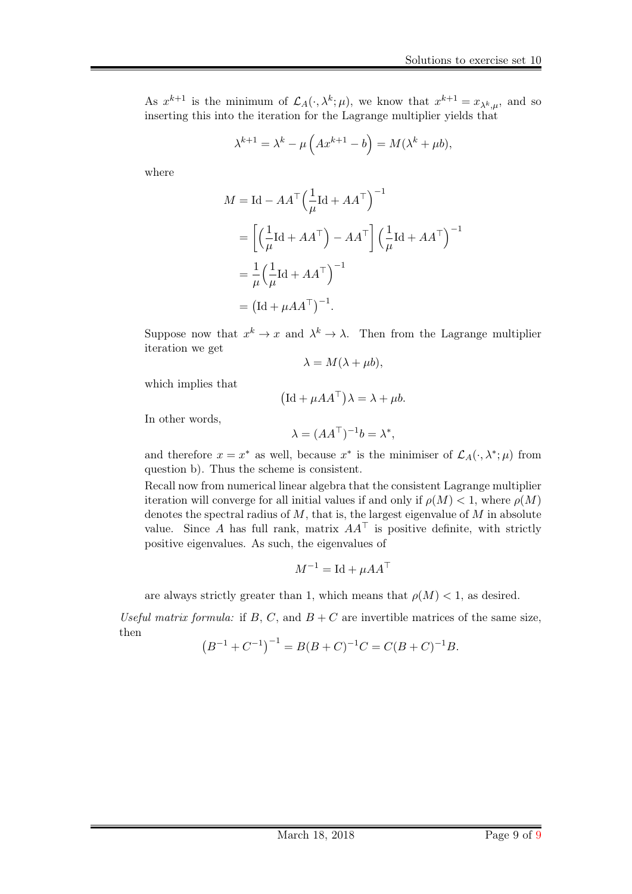As $x^{k+1}$ is the minimum of $\mathcal{L}_A(\cdot, \lambda^k; \mu)$, we know that $x^{k+1} = x_{\lambda^k,\mu}$, and so inserting this into the iteration for the Lagrange multiplier yields that

$$\lambda^{k+1} = \lambda^k - \mu \left( Ax^{k+1} - b \right) = M(\lambda^k + \mu b),$$

where

$$\begin{aligned}
M &= \mathrm{Id} - AA^\top \Big( \frac{1}{\mu} \mathrm{Id} + AA^\top \Big)^{-1} \\
&= \left[ \Big( \frac{1}{\mu} \mathrm{Id} + AA^\top \Big) - AA^\top \right] \Big( \frac{1}{\mu} \mathrm{Id} + AA^\top \Big)^{-1} \\
&= \frac{1}{\mu} \Big( \frac{1}{\mu} \mathrm{Id} + AA^\top \Big)^{-1} \\
&= \left( \mathrm{Id} + \mu AA^\top \right)^{-1}.
\end{aligned}$$

Suppose now that $x^k \to x$ and $\lambda^k \to \lambda$. Then from the Lagrange multiplier iteration we get

$$\lambda = M(\lambda + \mu b),$$

which implies that

$$\left( \mathrm{Id} + \mu AA^\top \right) \lambda = \lambda + \mu b.$$

In other words,

$$\lambda = (AA^\top)^{-1} b = \lambda^*,$$

and therefore $x = x^*$ as well, because $x^*$ is the minimiser of $\mathcal{L}_A(\cdot, \lambda^*; \mu)$ from question b). Thus the scheme is consistent.

Recall now from numerical linear algebra that the consistent Lagrange multiplier iteration will converge for all initial values if and only if $\rho(M) < 1$, where $\rho(M)$ denotes the spectral radius of $M$, that is, the largest eigenvalue of $M$ in absolute value. Since $A$ has full rank, matrix $AA^\top$ is positive definite, with strictly positive eigenvalues. As such, the eigenvalues of

$$M^{-1} = \mathrm{Id} + \mu AA^\top$$

are always strictly greater than 1, which means that $\rho(M) < 1$, as desired.

*Useful matrix formula:* if $B$, $C$, and $B + C$ are invertible matrices of the same size, then

$$\left( B^{-1} + C^{-1} \right)^{-1} = B(B + C)^{-1} C = C(B + C)^{-1} B.$$